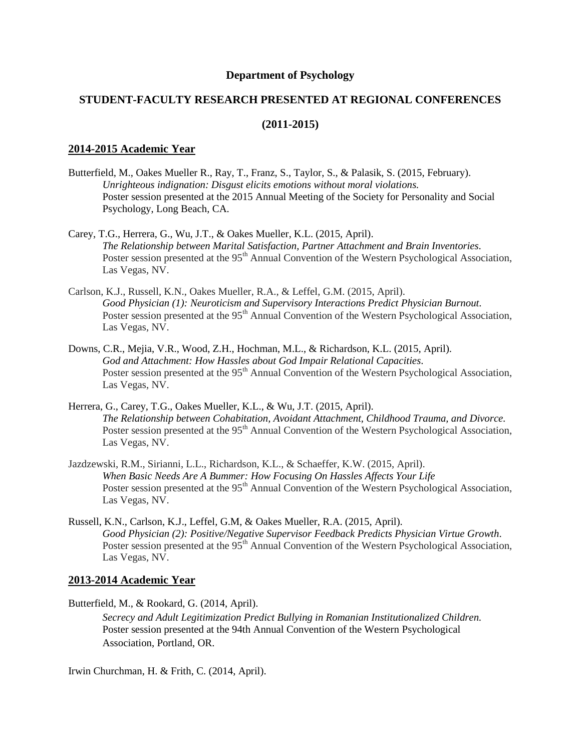**Department of Psychology**

**STUDENT-FACULTY RESEARCH PRESENTED AT REGIONAL CONFERENCES**

**(2011-2015)**

## 2014-2015 Academic Year

Butterfield, M., Oakes Mueller R., Ray, T., Franz, S., Taylor, S., & Palasik, S. (2015, February). *Unrighteous indignation: Disgust elicits emotions without moral violations.* Poster session presented at the 2015 Annual Meeting of the Society for Personality and Social Psychology, Long Beach, CA.

Carey, T.G., Herrera, G., Wu, J.T., & Oakes Mueller, K.L. (2015, April). *The Relationship between Marital Satisfaction, Partner Attachment and Brain Inventories.* Poster session presented at the 95th Annual Convention of the Western Psychological Association, Las Vegas, NV.

Carlson, K.J., Russell, K.N., Oakes Mueller, R.A., & Leffel, G.M. (2015, April). *Good Physician (1): Neuroticism and Supervisory Interactions Predict Physician Burnout.* Poster session presented at the 95th Annual Convention of the Western Psychological Association, Las Vegas, NV.

Downs, C.R., Mejia, V.R., Wood, Z.H., Hochman, M.L., & Richardson, K.L. (2015, April). *God and Attachment: How Hassles about God Impair Relational Capacities.* Poster session presented at the 95th Annual Convention of the Western Psychological Association, Las Vegas, NV.

Herrera, G., Carey, T.G., Oakes Mueller, K.L., & Wu, J.T. (2015, April). *The Relationship between Cohabitation, Avoidant Attachment, Childhood Trauma, and Divorce.* Poster session presented at the 95th Annual Convention of the Western Psychological Association, Las Vegas, NV.

Jazdzewski, R.M., Sirianni, L.L., Richardson, K.L., & Schaeffer, K.W. (2015, April). *When Basic Needs Are A Bummer: How Focusing On Hassles Affects Your Life* Poster session presented at the 95th Annual Convention of the Western Psychological Association, Las Vegas, NV.

Russell, K.N., Carlson, K.J., Leffel, G.M, & Oakes Mueller, R.A. (2015, April). *Good Physician (2): Positive/Negative Supervisor Feedback Predicts Physician Virtue Growth.* Poster session presented at the 95th Annual Convention of the Western Psychological Association, Las Vegas, NV.

## 2013-2014 Academic Year

Butterfield, M., & Rookard, G. (2014, April). *Secrecy and Adult Legitimization Predict Bullying in Romanian Institutionalized Children.* Poster session presented at the 94th Annual Convention of the Western Psychological Association, Portland, OR.

Irwin Churchman, H. & Frith, C. (2014, April).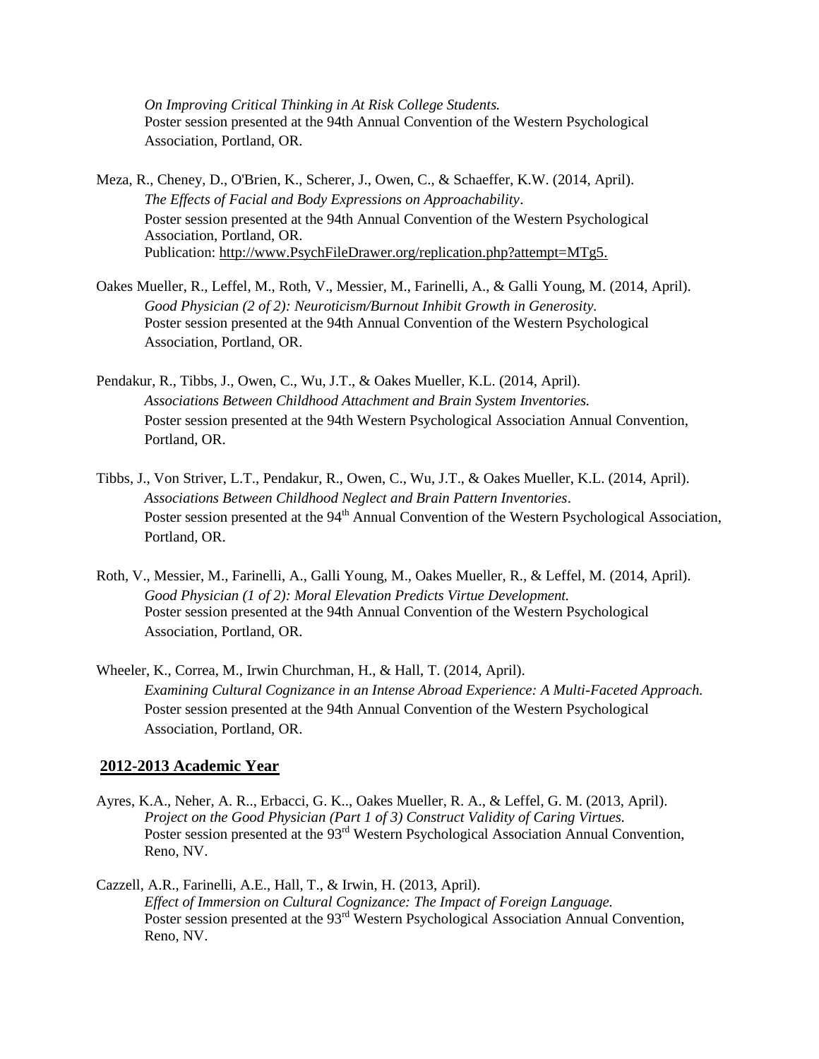*On Improving Critical Thinking in At Risk College Students.*
Poster session presented at the 94th Annual Convention of the Western Psychological Association, Portland, OR.

Meza, R., Cheney, D., O'Brien, K., Scherer, J., Owen, C., & Schaeffer, K.W. (2014, April).
*The Effects of Facial and Body Expressions on Approachability*.
Poster session presented at the 94th Annual Convention of the Western Psychological Association, Portland, OR.
Publication: http://www.PsychFileDrawer.org/replication.php?attempt=MTg5.

Oakes Mueller, R., Leffel, M., Roth, V., Messier, M., Farinelli, A., & Galli Young, M. (2014, April).
*Good Physician (2 of 2): Neuroticism/Burnout Inhibit Growth in Generosity.*
Poster session presented at the 94th Annual Convention of the Western Psychological Association, Portland, OR.

Pendakur, R., Tibbs, J., Owen, C., Wu, J.T., & Oakes Mueller, K.L. (2014, April).
*Associations Between Childhood Attachment and Brain System Inventories.*
Poster session presented at the 94th Western Psychological Association Annual Convention, Portland, OR.

Tibbs, J., Von Striver, L.T., Pendakur, R., Owen, C., Wu, J.T., & Oakes Mueller, K.L. (2014, April).
*Associations Between Childhood Neglect and Brain Pattern Inventories*.
Poster session presented at the 94th Annual Convention of the Western Psychological Association, Portland, OR.

Roth, V., Messier, M., Farinelli, A., Galli Young, M., Oakes Mueller, R., & Leffel, M. (2014, April).
*Good Physician (1 of 2): Moral Elevation Predicts Virtue Development.*
Poster session presented at the 94th Annual Convention of the Western Psychological Association, Portland, OR.

Wheeler, K., Correa, M., Irwin Churchman, H., & Hall, T. (2014, April).
*Examining Cultural Cognizance in an Intense Abroad Experience: A Multi-Faceted Approach.*
Poster session presented at the 94th Annual Convention of the Western Psychological Association, Portland, OR.

## 2012-2013 Academic Year

Ayres, K.A., Neher, A. R.., Erbacci, G. K.., Oakes Mueller, R. A., & Leffel, G. M. (2013, April).
*Project on the Good Physician (Part 1 of 3) Construct Validity of Caring Virtues.*
Poster session presented at the 93rd Western Psychological Association Annual Convention, Reno, NV.

Cazzell, A.R., Farinelli, A.E., Hall, T., & Irwin, H. (2013, April).
*Effect of Immersion on Cultural Cognizance: The Impact of Foreign Language.*
Poster session presented at the 93rd Western Psychological Association Annual Convention, Reno, NV.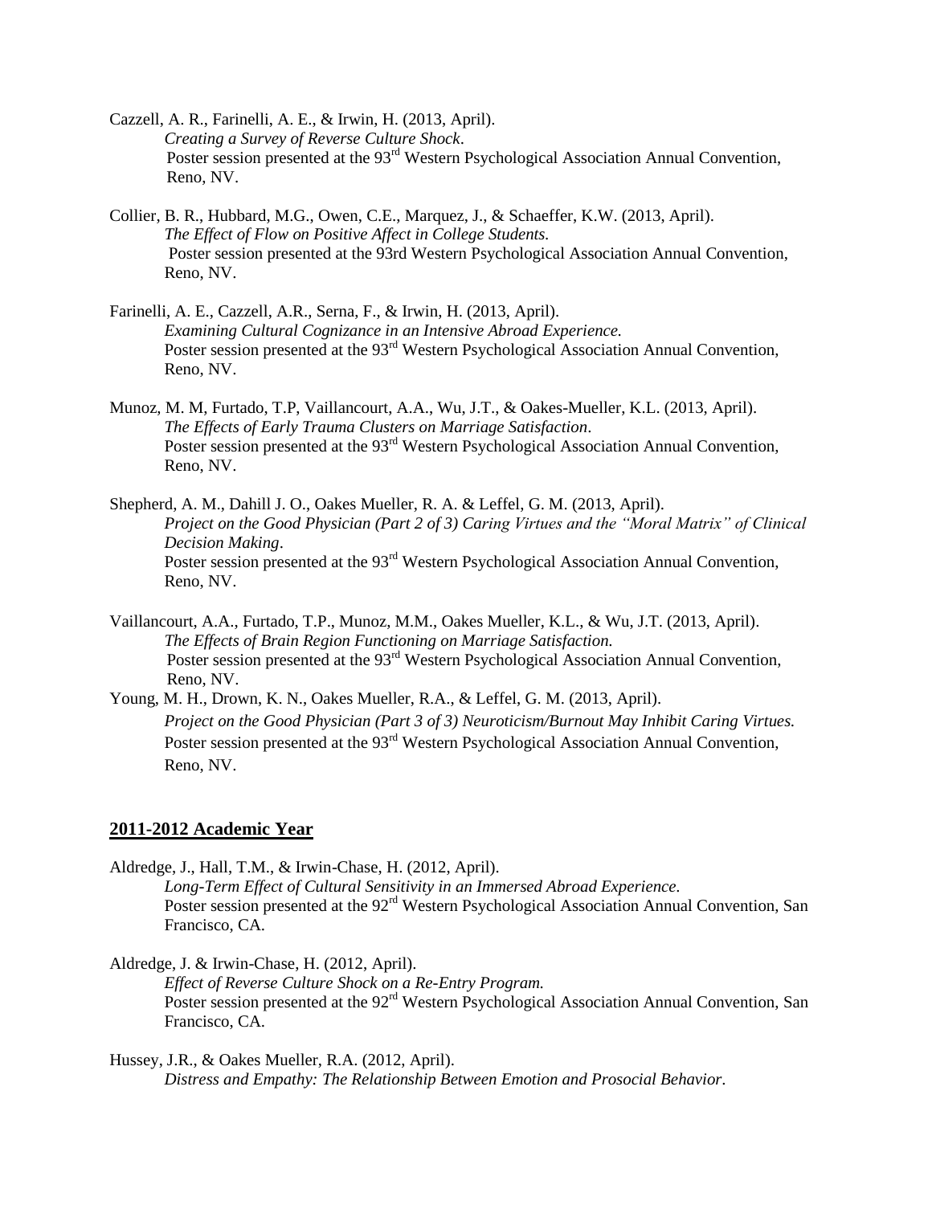Cazzell, A. R., Farinelli, A. E., & Irwin, H. (2013, April).
*Creating a Survey of Reverse Culture Shock*.
Poster session presented at the 93rd Western Psychological Association Annual Convention, Reno, NV.

Collier, B. R., Hubbard, M.G., Owen, C.E., Marquez, J., & Schaeffer, K.W. (2013, April).
*The Effect of Flow on Positive Affect in College Students.*
Poster session presented at the 93rd Western Psychological Association Annual Convention, Reno, NV.

Farinelli, A. E., Cazzell, A.R., Serna, F., & Irwin, H. (2013, April).
*Examining Cultural Cognizance in an Intensive Abroad Experience.*
Poster session presented at the 93rd Western Psychological Association Annual Convention, Reno, NV.

Munoz, M. M, Furtado, T.P, Vaillancourt, A.A., Wu, J.T., & Oakes-Mueller, K.L. (2013, April).
*The Effects of Early Trauma Clusters on Marriage Satisfaction*.
Poster session presented at the 93rd Western Psychological Association Annual Convention, Reno, NV.

Shepherd, A. M., Dahill J. O., Oakes Mueller, R. A. & Leffel, G. M. (2013, April).
*Project on the Good Physician (Part 2 of 3) Caring Virtues and the "Moral Matrix" of Clinical Decision Making*.
Poster session presented at the 93rd Western Psychological Association Annual Convention, Reno, NV.

Vaillancourt, A.A., Furtado, T.P., Munoz, M.M., Oakes Mueller, K.L., & Wu, J.T. (2013, April).
*The Effects of Brain Region Functioning on Marriage Satisfaction.*
Poster session presented at the 93rd Western Psychological Association Annual Convention, Reno, NV.

Young, M. H., Drown, K. N., Oakes Mueller, R.A., & Leffel, G. M. (2013, April).
*Project on the Good Physician (Part 3 of 3) Neuroticism/Burnout May Inhibit Caring Virtues.*
Poster session presented at the 93rd Western Psychological Association Annual Convention, Reno, NV.

## 2011-2012 Academic Year

Aldredge, J., Hall, T.M., & Irwin-Chase, H. (2012, April).
*Long-Term Effect of Cultural Sensitivity in an Immersed Abroad Experience.*
Poster session presented at the 92nd Western Psychological Association Annual Convention, San Francisco, CA.

Aldredge, J. & Irwin-Chase, H. (2012, April).
*Effect of Reverse Culture Shock on a Re-Entry Program.*
Poster session presented at the 92nd Western Psychological Association Annual Convention, San Francisco, CA.

Hussey, J.R., & Oakes Mueller, R.A. (2012, April).
*Distress and Empathy: The Relationship Between Emotion and Prosocial Behavior.*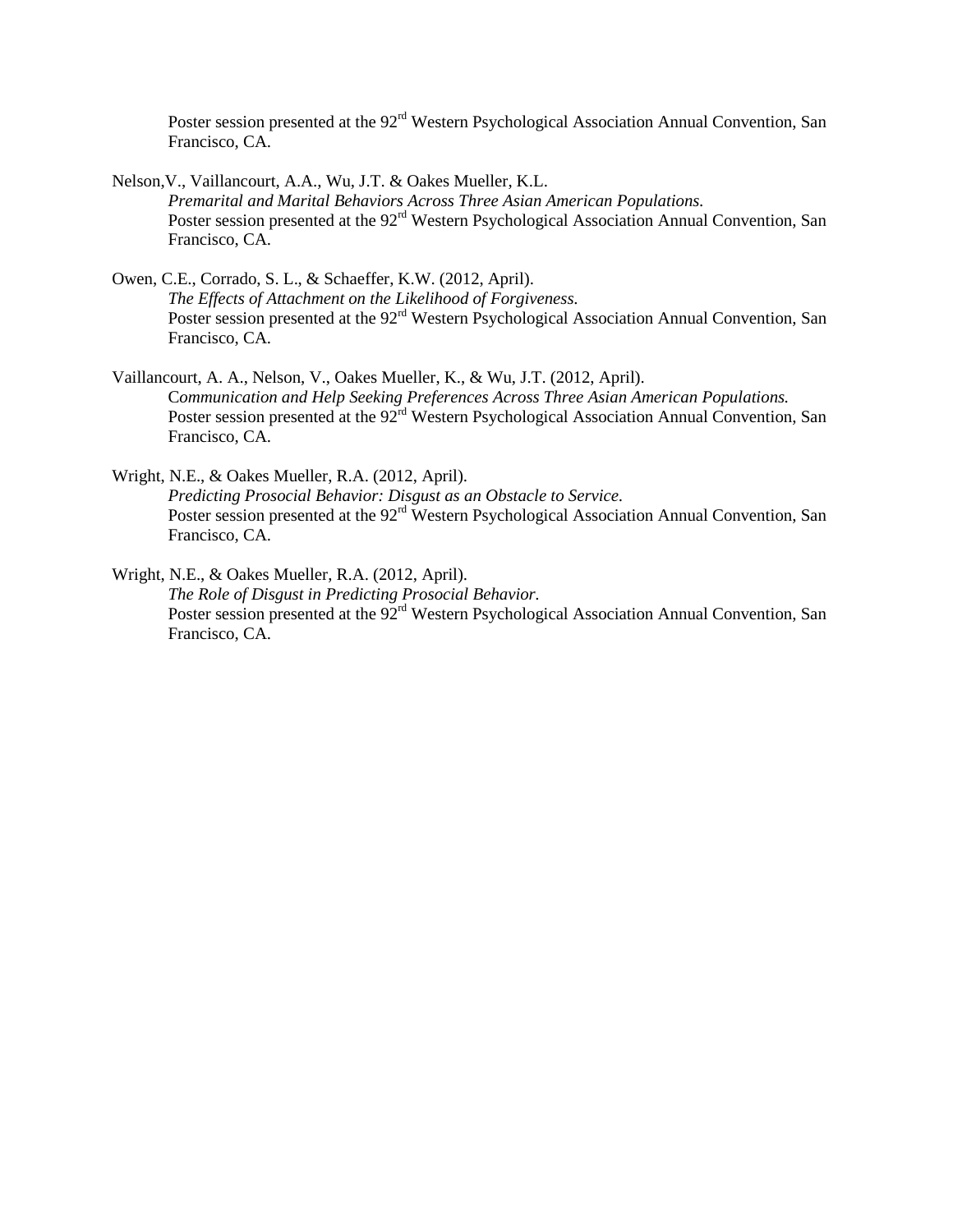Poster session presented at the 92nd Western Psychological Association Annual Convention, San Francisco, CA.

Nelson,V., Vaillancourt, A.A., Wu, J.T. & Oakes Mueller, K.L.
*Premarital and Marital Behaviors Across Three Asian American Populations.*
Poster session presented at the 92nd Western Psychological Association Annual Convention, San Francisco, CA.

Owen, C.E., Corrado, S. L., & Schaeffer, K.W. (2012, April).
*The Effects of Attachment on the Likelihood of Forgiveness.*
Poster session presented at the 92nd Western Psychological Association Annual Convention, San Francisco, CA.

Vaillancourt, A. A., Nelson, V., Oakes Mueller, K., & Wu, J.T. (2012, April).
C*ommunication and Help Seeking Preferences Across Three Asian American Populations.*
Poster session presented at the 92nd Western Psychological Association Annual Convention, San Francisco, CA.

Wright, N.E., & Oakes Mueller, R.A. (2012, April).
*Predicting Prosocial Behavior: Disgust as an Obstacle to Service*.
Poster session presented at the 92nd Western Psychological Association Annual Convention, San Francisco, CA.

Wright, N.E., & Oakes Mueller, R.A. (2012, April).
*The Role of Disgust in Predicting Prosocial Behavior*.
Poster session presented at the 92nd Western Psychological Association Annual Convention, San Francisco, CA.